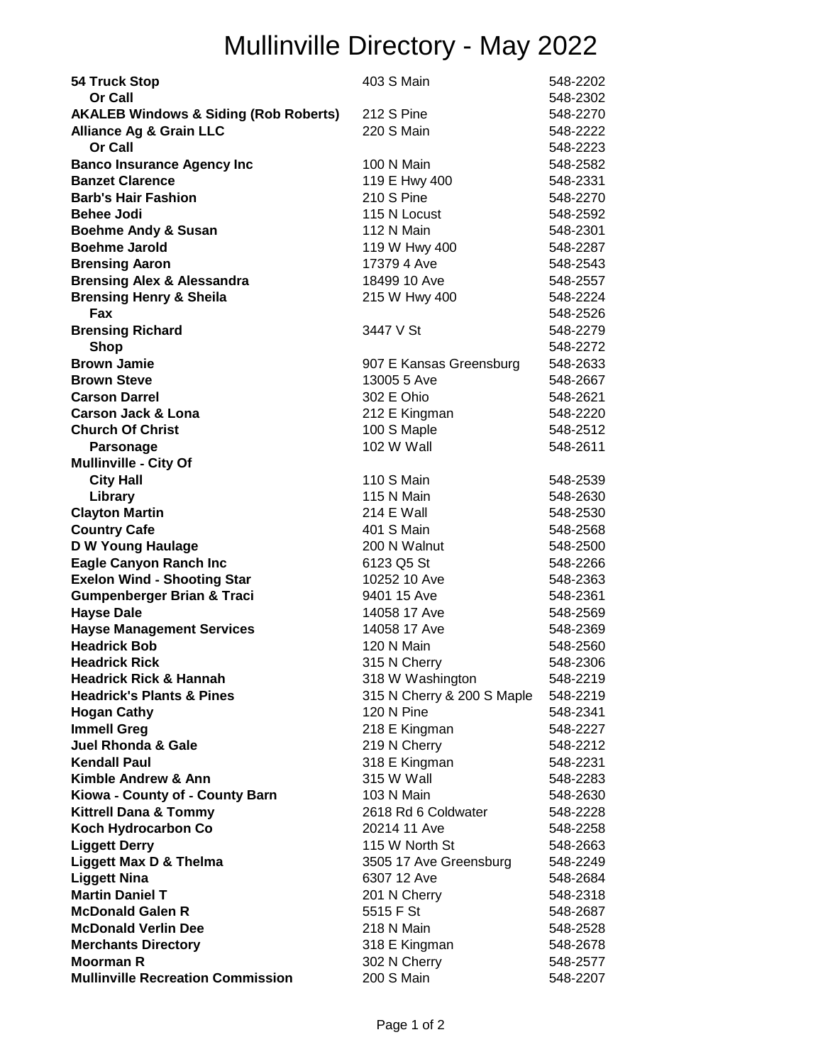# Mullinville Directory - May 2022

| Name | Address | Phone |
|---|---|---|
| **54 Truck Stop** | 403 S Main | 548-2202 |
| **Or Call** | | 548-2302 |
| **AKALEB Windows & Siding (Rob Roberts)** | 212 S Pine | 548-2270 |
| **Alliance Ag & Grain LLC** | 220 S Main | 548-2222 |
| **Or Call** | | 548-2223 |
| **Banco Insurance Agency Inc** | 100 N Main | 548-2582 |
| **Banzet Clarence** | 119 E Hwy 400 | 548-2331 |
| **Barb's Hair Fashion** | 210 S Pine | 548-2270 |
| **Behee Jodi** | 115 N Locust | 548-2592 |
| **Boehme Andy & Susan** | 112 N Main | 548-2301 |
| **Boehme Jarold** | 119 W Hwy 400 | 548-2287 |
| **Brensing Aaron** | 17379 4 Ave | 548-2543 |
| **Brensing Alex & Alessandra** | 18499 10 Ave | 548-2557 |
| **Brensing Henry & Sheila** | 215 W Hwy 400 | 548-2224 |
| **Fax** | | 548-2526 |
| **Brensing Richard** | 3447 V St | 548-2279 |
| **Shop** | | 548-2272 |
| **Brown Jamie** | 907 E Kansas Greensburg | 548-2633 |
| **Brown Steve** | 13005 5 Ave | 548-2667 |
| **Carson Darrel** | 302 E Ohio | 548-2621 |
| **Carson Jack & Lona** | 212 E Kingman | 548-2220 |
| **Church Of Christ** | 100 S Maple | 548-2512 |
| **Parsonage** | 102 W Wall | 548-2611 |
| **Mullinville - City Of** | | |
| **City Hall** | 110 S Main | 548-2539 |
| **Library** | 115 N Main | 548-2630 |
| **Clayton Martin** | 214 E Wall | 548-2530 |
| **Country Cafe** | 401 S Main | 548-2568 |
| **D W Young Haulage** | 200 N Walnut | 548-2500 |
| **Eagle Canyon Ranch Inc** | 6123 Q5 St | 548-2266 |
| **Exelon Wind - Shooting Star** | 10252 10 Ave | 548-2363 |
| **Gumpenberger Brian & Traci** | 9401 15 Ave | 548-2361 |
| **Hayse Dale** | 14058 17 Ave | 548-2569 |
| **Hayse Management Services** | 14058 17 Ave | 548-2369 |
| **Headrick Bob** | 120 N Main | 548-2560 |
| **Headrick Rick** | 315 N Cherry | 548-2306 |
| **Headrick Rick & Hannah** | 318 W Washington | 548-2219 |
| **Headrick's Plants & Pines** | 315 N Cherry & 200 S Maple | 548-2219 |
| **Hogan Cathy** | 120 N Pine | 548-2341 |
| **Immell Greg** | 218 E Kingman | 548-2227 |
| **Juel Rhonda & Gale** | 219 N Cherry | 548-2212 |
| **Kendall Paul** | 318 E Kingman | 548-2231 |
| **Kimble Andrew & Ann** | 315 W Wall | 548-2283 |
| **Kiowa - County of - County Barn** | 103 N Main | 548-2630 |
| **Kittrell Dana & Tommy** | 2618 Rd 6 Coldwater | 548-2228 |
| **Koch Hydrocarbon Co** | 20214 11 Ave | 548-2258 |
| **Liggett Derry** | 115 W North St | 548-2663 |
| **Liggett Max D & Thelma** | 3505 17 Ave Greensburg | 548-2249 |
| **Liggett Nina** | 6307 12 Ave | 548-2684 |
| **Martin Daniel T** | 201 N Cherry | 548-2318 |
| **McDonald Galen R** | 5515 F St | 548-2687 |
| **McDonald Verlin Dee** | 218 N Main | 548-2528 |
| **Merchants Directory** | 318 E Kingman | 548-2678 |
| **Moorman R** | 302 N Cherry | 548-2577 |
| **Mullinville Recreation Commission** | 200 S Main | 548-2207 |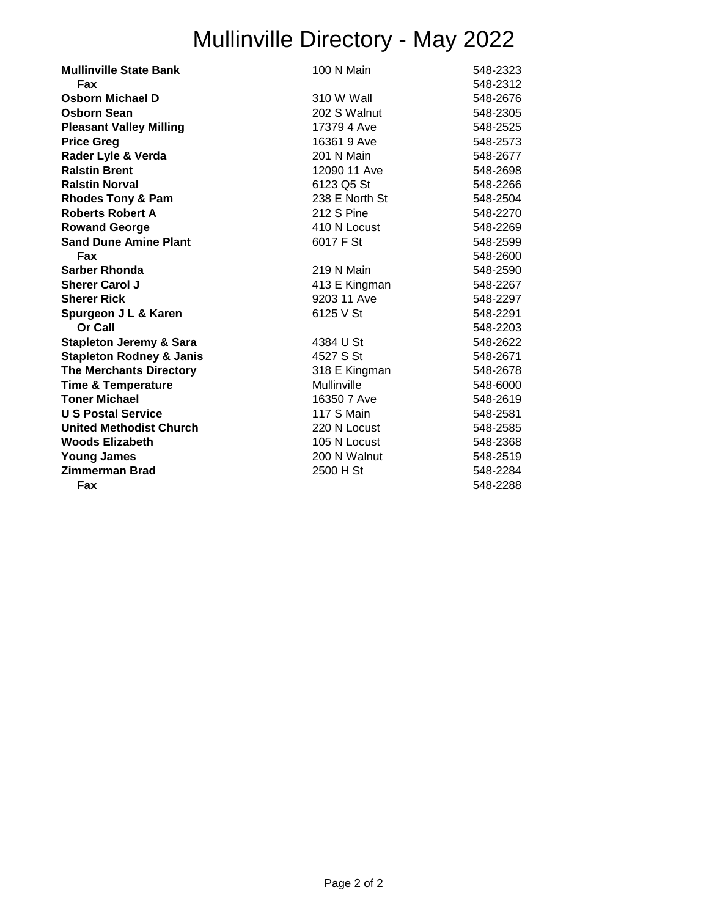# Mullinville Directory - May 2022

| | | |
|---|---|---|
| **Mullinville State Bank** | 100 N Main | 548-2323 |
| **Fax** | | 548-2312 |
| **Osborn Michael D** | 310 W Wall | 548-2676 |
| **Osborn Sean** | 202 S Walnut | 548-2305 |
| **Pleasant Valley Milling** | 17379 4 Ave | 548-2525 |
| **Price Greg** | 16361 9 Ave | 548-2573 |
| **Rader Lyle & Verda** | 201 N Main | 548-2677 |
| **Ralstin Brent** | 12090 11 Ave | 548-2698 |
| **Ralstin Norval** | 6123 Q5 St | 548-2266 |
| **Rhodes Tony & Pam** | 238 E North St | 548-2504 |
| **Roberts Robert A** | 212 S Pine | 548-2270 |
| **Rowand George** | 410 N Locust | 548-2269 |
| **Sand Dune Amine Plant** | 6017 F St | 548-2599 |
| **Fax** | | 548-2600 |
| **Sarber Rhonda** | 219 N Main | 548-2590 |
| **Sherer Carol J** | 413 E Kingman | 548-2267 |
| **Sherer Rick** | 9203 11 Ave | 548-2297 |
| **Spurgeon J L & Karen** | 6125 V St | 548-2291 |
| **Or Call** | | 548-2203 |
| **Stapleton Jeremy & Sara** | 4384 U St | 548-2622 |
| **Stapleton Rodney & Janis** | 4527 S St | 548-2671 |
| **The Merchants Directory** | 318 E Kingman | 548-2678 |
| **Time & Temperature** | Mullinville | 548-6000 |
| **Toner Michael** | 16350 7 Ave | 548-2619 |
| **U S Postal Service** | 117 S Main | 548-2581 |
| **United Methodist Church** | 220 N Locust | 548-2585 |
| **Woods Elizabeth** | 105 N Locust | 548-2368 |
| **Young James** | 200 N Walnut | 548-2519 |
| **Zimmerman Brad** | 2500 H St | 548-2284 |
| **Fax** | | 548-2288 |